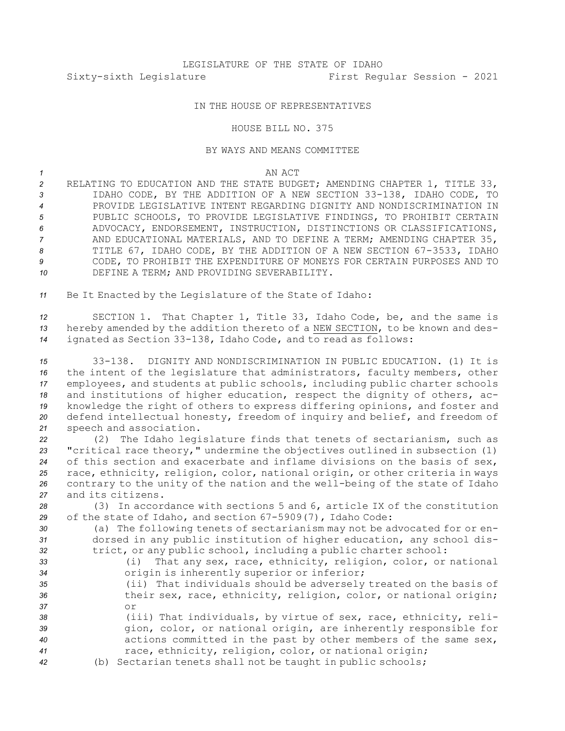LEGISLATURE OF THE STATE OF IDAHO

Sixty-sixth Legislature First Regular Session - 2021

IN THE HOUSE OF REPRESENTATIVES

HOUSE BILL NO. 375

BY WAYS AND MEANS COMMITTEE

AN ACT

RELATING TO EDUCATION AND THE STATE BUDGET; AMENDING CHAPTER 1, TITLE 33, IDAHO CODE, BY THE ADDITION OF A NEW SECTION 33-138, IDAHO CODE, TO PROVIDE LEGISLATIVE INTENT REGARDING DIGNITY AND NONDISCRIMINATION IN PUBLIC SCHOOLS, TO PROVIDE LEGISLATIVE FINDINGS, TO PROHIBIT CERTAIN ADVOCACY, ENDORSEMENT, INSTRUCTION, DISTINCTIONS OR CLASSIFICATIONS, AND EDUCATIONAL MATERIALS, AND TO DEFINE A TERM; AMENDING CHAPTER 35, TITLE 67, IDAHO CODE, BY THE ADDITION OF A NEW SECTION 67-3533, IDAHO CODE, TO PROHIBIT THE EXPENDITURE OF MONEYS FOR CERTAIN PURPOSES AND TO DEFINE A TERM; AND PROVIDING SEVERABILITY.

Be It Enacted by the Legislature of the State of Idaho:

SECTION 1. That Chapter 1, Title 33, Idaho Code, be, and the same is hereby amended by the addition thereto of a NEW SECTION, to be known and designated as Section 33-138, Idaho Code, and to read as follows:

33-138. DIGNITY AND NONDISCRIMINATION IN PUBLIC EDUCATION. (1) It is the intent of the legislature that administrators, faculty members, other employees, and students at public schools, including public charter schools and institutions of higher education, respect the dignity of others, acknowledge the right of others to express differing opinions, and foster and defend intellectual honesty, freedom of inquiry and belief, and freedom of speech and association.

(2) The Idaho legislature finds that tenets of sectarianism, such as "critical race theory," undermine the objectives outlined in subsection (1) of this section and exacerbate and inflame divisions on the basis of sex, race, ethnicity, religion, color, national origin, or other criteria in ways contrary to the unity of the nation and the well-being of the state of Idaho and its citizens.

(3) In accordance with sections 5 and 6, article IX of the constitution of the state of Idaho, and section 67-5909(7), Idaho Code:

(a) The following tenets of sectarianism may not be advocated for or endorsed in any public institution of higher education, any school district, or any public school, including a public charter school:

(i) That any sex, race, ethnicity, religion, color, or national origin is inherently superior or inferior;

(ii) That individuals should be adversely treated on the basis of their sex, race, ethnicity, religion, color, or national origin; or

(iii) That individuals, by virtue of sex, race, ethnicity, religion, color, or national origin, are inherently responsible for actions committed in the past by other members of the same sex, race, ethnicity, religion, color, or national origin;

(b) Sectarian tenets shall not be taught in public schools;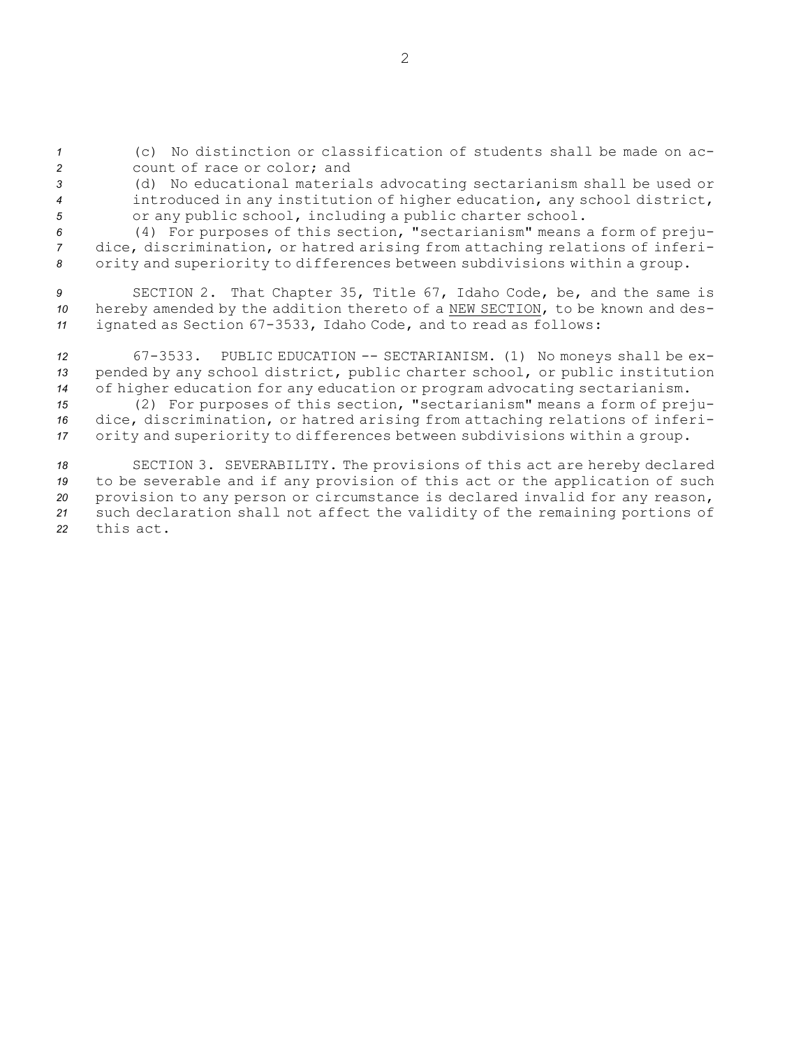(c) No distinction or classification of students shall be made on account of race or color; and

(d) No educational materials advocating sectarianism shall be used or introduced in any institution of higher education, any school district, or any public school, including a public charter school.

(4) For purposes of this section, "sectarianism" means a form of prejudice, discrimination, or hatred arising from attaching relations of inferiority and superiority to differences between subdivisions within a group.

SECTION 2. That Chapter 35, Title 67, Idaho Code, be, and the same is hereby amended by the addition thereto of a NEW SECTION, to be known and designated as Section 67-3533, Idaho Code, and to read as follows:

67-3533. PUBLIC EDUCATION -- SECTARIANISM. (1) No moneys shall be expended by any school district, public charter school, or public institution of higher education for any education or program advocating sectarianism.

(2) For purposes of this section, "sectarianism" means a form of prejudice, discrimination, or hatred arising from attaching relations of inferiority and superiority to differences between subdivisions within a group.

SECTION 3. SEVERABILITY. The provisions of this act are hereby declared to be severable and if any provision of this act or the application of such provision to any person or circumstance is declared invalid for any reason, such declaration shall not affect the validity of the remaining portions of this act.